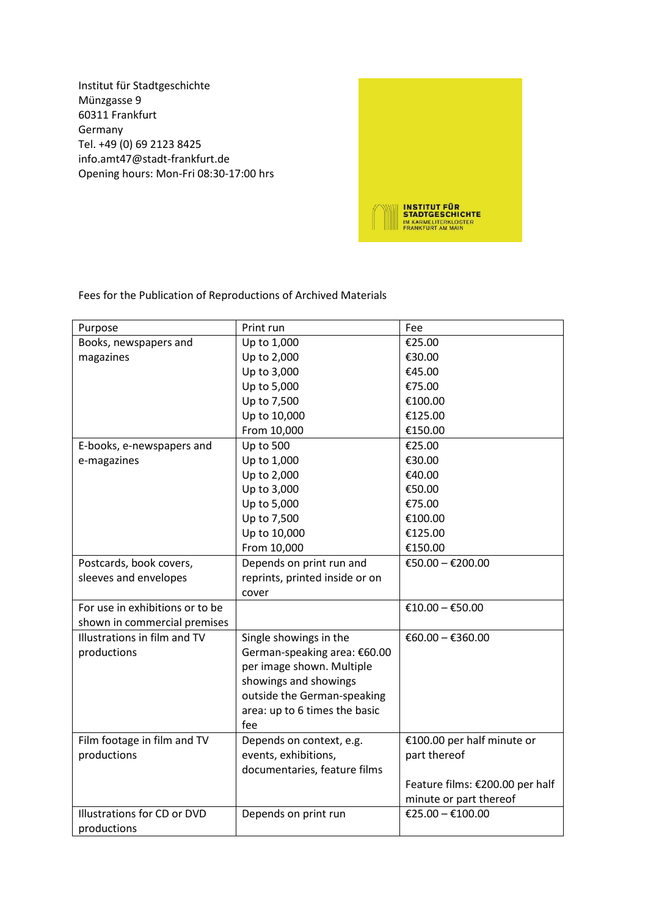Institut für Stadtgeschichte
Münzgasse 9
60311 Frankfurt
Germany
Tel. +49 (0) 69 2123 8425
info.amt47@stadt-frankfurt.de
Opening hours: Mon-Fri 08:30-17:00 hrs

INSTITUT FÜR STADTGESCHICHTE
IM KARMELITERKLOSTER
FRANKFURT AM MAIN

Fees for the Publication of Reproductions of Archived Materials

| Purpose | Print run | Fee |
|---|---|---|
| Books, newspapers and magazines | Up to 1,000 | €25.00 |
| | Up to 2,000 | €30.00 |
| | Up to 3,000 | €45.00 |
| | Up to 5,000 | €75.00 |
| | Up to 7,500 | €100.00 |
| | Up to 10,000 | €125.00 |
| | From 10,000 | €150.00 |
| E-books, e-newspapers and e-magazines | Up to 500 | €25.00 |
| | Up to 1,000 | €30.00 |
| | Up to 2,000 | €40.00 |
| | Up to 3,000 | €50.00 |
| | Up to 5,000 | €75.00 |
| | Up to 7,500 | €100.00 |
| | Up to 10,000 | €125.00 |
| | From 10,000 | €150.00 |
| Postcards, book covers, sleeves and envelopes | Depends on print run and reprints, printed inside or on cover | €50.00 – €200.00 |
| For use in exhibitions or to be shown in commercial premises | | €10.00 – €50.00 |
| Illustrations in film and TV productions | Single showings in the German-speaking area: €60.00 per image shown. Multiple showings and showings outside the German-speaking area: up to 6 times the basic fee | €60.00 – €360.00 |
| Film footage in film and TV productions | Depends on context, e.g. events, exhibitions, documentaries, feature films | €100.00 per half minute or part thereof<br><br>Feature films: €200.00 per half minute or part thereof |
| Illustrations for CD or DVD productions | Depends on print run | €25.00 – €100.00 |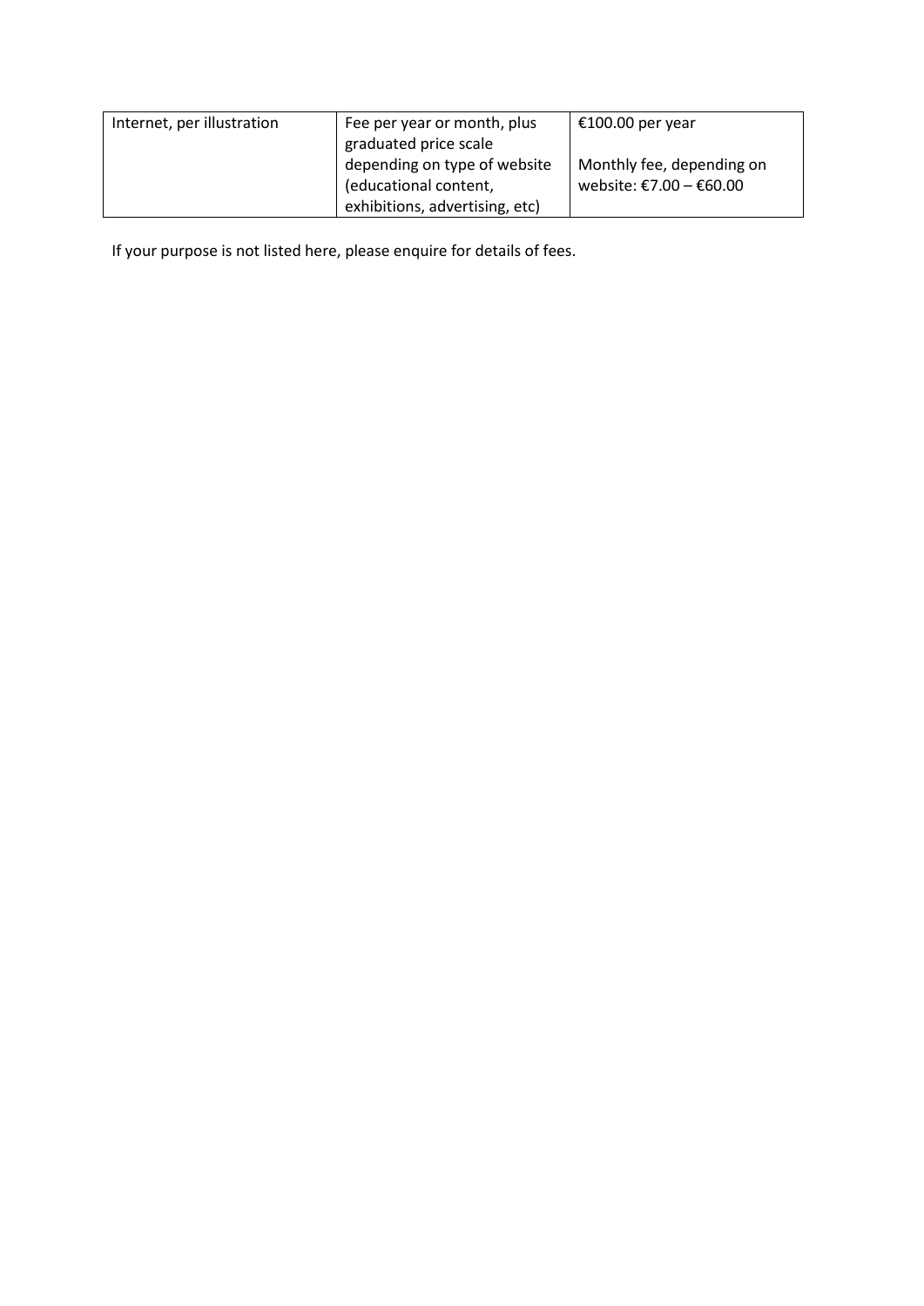| | | |
|---|---|---|
| Internet, per illustration | Fee per year or month, plus graduated price scale depending on type of website (educational content, exhibitions, advertising, etc) | €100.00 per year<br><br>Monthly fee, depending on website: €7.00 – €60.00 |

If your purpose is not listed here, please enquire for details of fees.